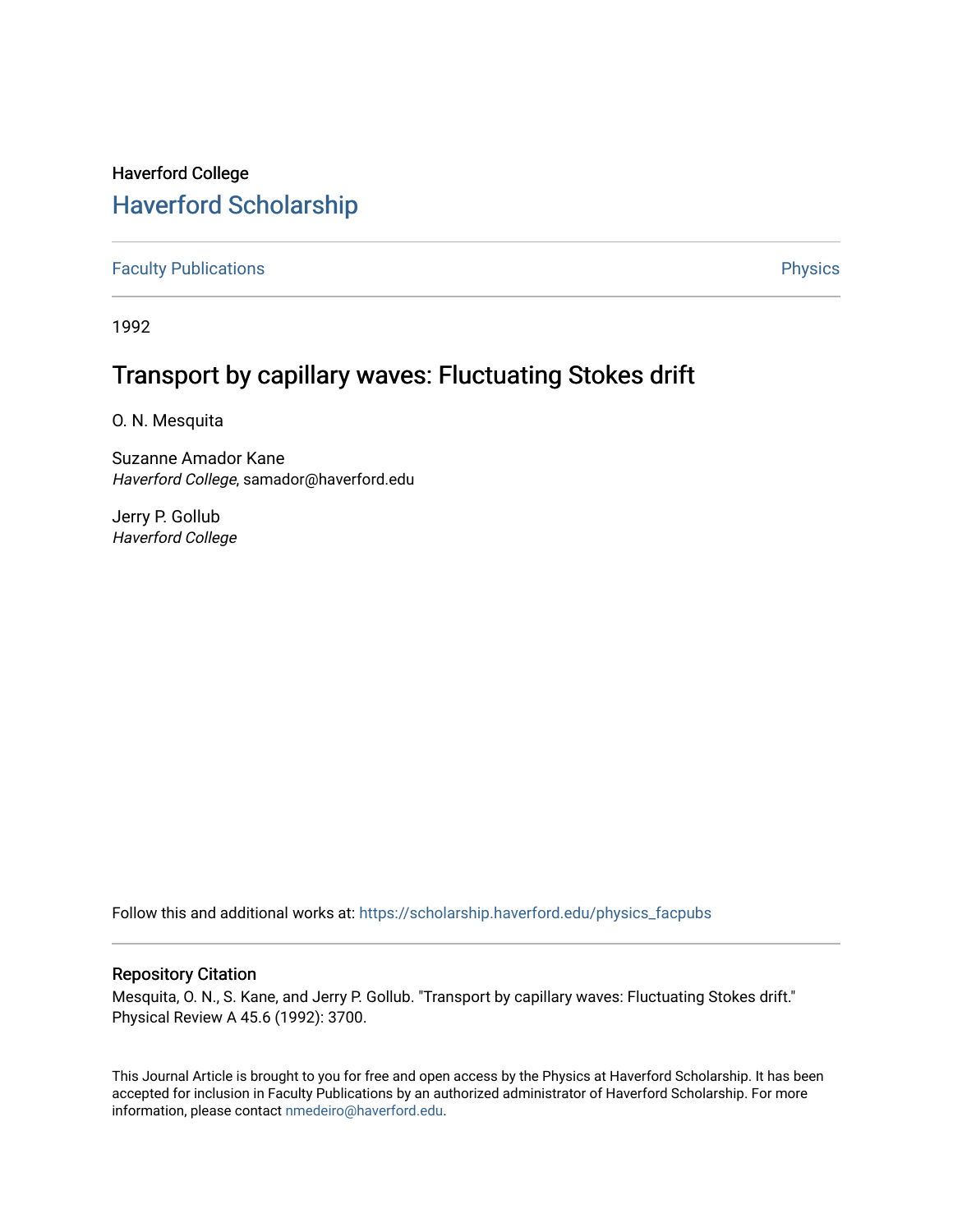Haverford College

# Haverford Scholarship

Faculty Publications

Physics

1992

## Transport by capillary waves: Fluctuating Stokes drift

O. N. Mesquita

Suzanne Amador Kane
*Haverford College*, samador@haverford.edu

Jerry P. Gollub
*Haverford College*

Follow this and additional works at: https://scholarship.haverford.edu/physics_facpubs

### Repository Citation

Mesquita, O. N., S. Kane, and Jerry P. Gollub. "Transport by capillary waves: Fluctuating Stokes drift." Physical Review A 45.6 (1992): 3700.

This Journal Article is brought to you for free and open access by the Physics at Haverford Scholarship. It has been accepted for inclusion in Faculty Publications by an authorized administrator of Haverford Scholarship. For more information, please contact nmedeiro@haverford.edu.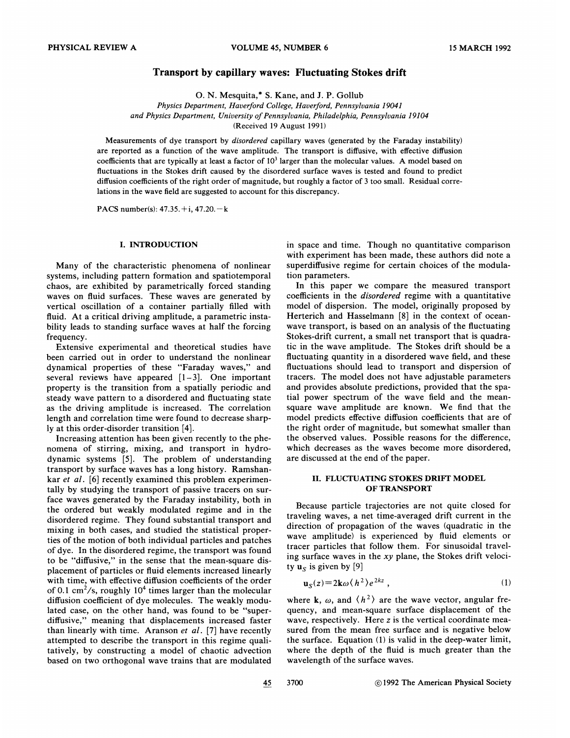# Transport by capillary waves: Fluctuating Stokes drift

O. N. Mesquita,* S. Kane, and J. P. Gollub

*Physics Department, Haverford College, Haverford, Pennsylvania 19041*
*and Physics Department, University of Pennsylvania, Philadelphia, Pennsylvania 19104*
(Received 19 August 1991)

Measurements of dye transport by *disordered* capillary waves (generated by the Faraday instability) are reported as a function of the wave amplitude. The transport is diffusive, with effective diffusion coefficients that are typically at least a factor of $10^3$ larger than the molecular values. A model based on fluctuations in the Stokes drift caused by the disordered surface waves is tested and found to predict diffusion coefficients of the right order of magnitude, but roughly a factor of 3 too small. Residual correlations in the wave field are suggested to account for this discrepancy.

PACS number(s): 47.35.+i, 47.20.−k

## I. INTRODUCTION

Many of the characteristic phenomena of nonlinear systems, including pattern formation and spatiotemporal chaos, are exhibited by parametrically forced standing waves on fluid surfaces. These waves are generated by vertical oscillation of a container partially filled with fluid. At a critical driving amplitude, a parametric instability leads to standing surface waves at half the forcing frequency.

Extensive experimental and theoretical studies have been carried out in order to understand the nonlinear dynamical properties of these "Faraday waves," and several reviews have appeared [1–3]. One important property is the transition from a spatially periodic and steady wave pattern to a disordered and fluctuating state as the driving amplitude is increased. The correlation length and correlation time were found to decrease sharply at this order-disorder transition [4].

Increasing attention has been given recently to the phenomena of stirring, mixing, and transport in hydrodynamic systems [5]. The problem of understanding transport by surface waves has a long history. Ramshankar *et al.* [6] recently examined this problem experimentally by studying the transport of passive tracers on surface waves generated by the Faraday instability, both in the ordered but weakly modulated regime and in the disordered regime. They found substantial transport and mixing in both cases, and studied the statistical properties of the motion of both individual particles and patches of dye. In the disordered regime, the transport was found to be "diffusive," in the sense that the mean-square displacement of particles or fluid elements increased linearly with time, with effective diffusion coefficients of the order of 0.1 cm$^2$/s, roughly $10^4$ times larger than the molecular diffusion coefficient of dye molecules. The weakly modulated case, on the other hand, was found to be "superdiffusive," meaning that displacements increased faster than linearly with time. Aranson *et al.* [7] have recently attempted to describe the transport in this regime qualitatively, by constructing a model of chaotic advection based on two orthogonal wave trains that are modulated in space and time. Though no quantitative comparison with experiment has been made, these authors did note a superdiffusive regime for certain choices of the modulation parameters.

In this paper we compare the measured transport coefficients in the *disordered* regime with a quantitative model of dispersion. The model, originally proposed by Herterich and Hasselmann [8] in the context of ocean-wave transport, is based on an analysis of the fluctuating Stokes-drift current, a small net transport that is quadratic in the wave amplitude. The Stokes drift should be a fluctuating quantity in a disordered wave field, and these fluctuations should lead to transport and dispersion of tracers. The model does not have adjustable parameters and provides absolute predictions, provided that the spatial power spectrum of the wave field and the mean-square wave amplitude are known. We find that the model predicts effective diffusion coefficients that are of the right order of magnitude, but somewhat smaller than the observed values. Possible reasons for the difference, which decreases as the waves become more disordered, are discussed at the end of the paper.

## II. FLUCTUATING STOKES DRIFT MODEL OF TRANSPORT

Because particle trajectories are not quite closed for traveling waves, a net time-averaged drift current in the direction of propagation of the waves (quadratic in the wave amplitude) is experienced by fluid elements or tracer particles that follow them. For sinusoidal traveling surface waves in the $xy$ plane, the Stokes drift velocity $\mathbf{u}_S$ is given by [9]

$$\mathbf{u}_S(z) = 2\mathbf{k}\omega\langle h^2\rangle e^{2kz}, \tag{1}$$

where $\mathbf{k}$, $\omega$, and $\langle h^2\rangle$ are the wave vector, angular frequency, and mean-square surface displacement of the wave, respectively. Here $z$ is the vertical coordinate measured from the mean free surface and is negative below the surface. Equation (1) is valid in the deep-water limit, where the depth of the fluid is much greater than the wavelength of the surface waves.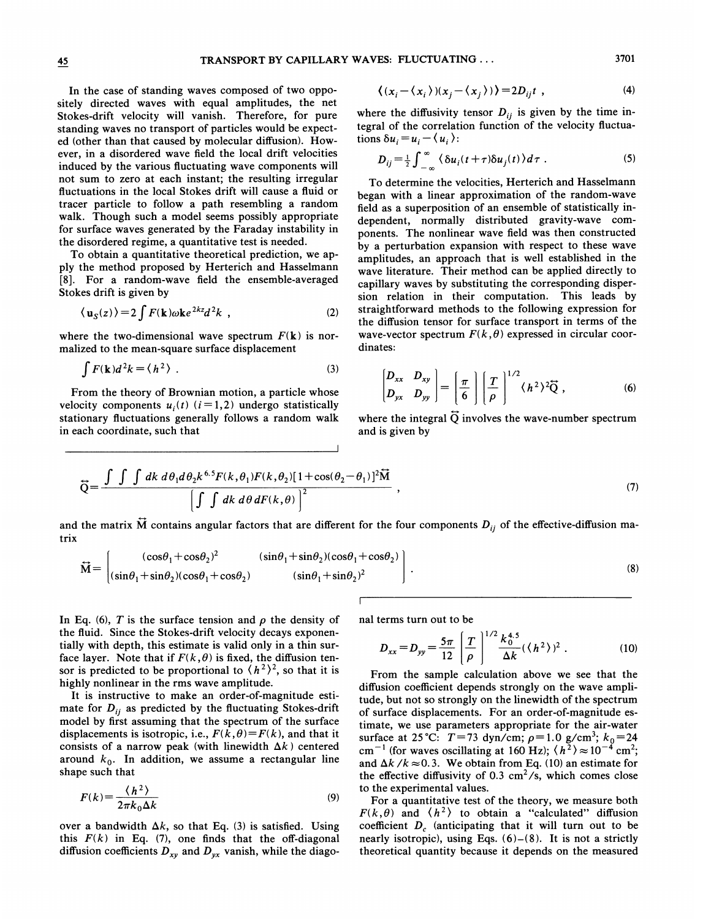In the case of standing waves composed of two oppositely directed waves with equal amplitudes, the net Stokes-drift velocity will vanish. Therefore, for pure standing waves no transport of particles would be expected (other than that caused by molecular diffusion). However, in a disordered wave field the local drift velocities induced by the various fluctuating wave components will not sum to zero at each instant; the resulting irregular fluctuations in the local Stokes drift will cause a fluid or tracer particle to follow a path resembling a random walk. Though such a model seems possibly appropriate for surface waves generated by the Faraday instability in the disordered regime, a quantitative test is needed.

To obtain a quantitative theoretical prediction, we apply the method proposed by Herterich and Hasselmann [8]. For a random-wave field the ensemble-averaged Stokes drift is given by

$$\langle \mathbf{u}_S(z) \rangle = 2 \int F(\mathbf{k}) \omega \mathbf{k} e^{2kz} d^2k \ , \tag{2}$$

where the two-dimensional wave spectrum $F(\mathbf{k})$ is normalized to the mean-square surface displacement

$$\int F(\mathbf{k}) d^2k = \langle h^2 \rangle \ . \tag{3}$$

From the theory of Brownian motion, a particle whose velocity components $u_i(t)$ $(i=1,2)$ undergo statistically stationary fluctuations generally follows a random walk in each coordinate, such that

$$\langle (x_i - \langle x_i \rangle)(x_j - \langle x_j \rangle) \rangle = 2D_{ij}t \ , \tag{4}$$

where the diffusivity tensor $D_{ij}$ is given by the time integral of the correlation function of the velocity fluctuations $\delta u_i = u_i - \langle u_i \rangle$:

$$D_{ij} = \tfrac{1}{2} \int_{-\infty}^{\infty} \langle \delta u_i(t+\tau) \delta u_j(t) \rangle d\tau \ . \tag{5}$$

To determine the velocities, Herterich and Hasselmann began with a linear approximation of the random-wave field as a superposition of an ensemble of statistically independent, normally distributed gravity-wave components. The nonlinear wave field was then constructed by a perturbation expansion with respect to these wave amplitudes, an approach that is well established in the wave literature. Their method can be applied directly to capillary waves by substituting the corresponding dispersion relation in their computation. This leads by straightforward methods to the following expression for the diffusion tensor for surface transport in terms of the wave-vector spectrum $F(k,\theta)$ expressed in circular coordinates:

$$\begin{bmatrix} D_{xx} & D_{xy} \\ D_{yx} & D_{yy} \end{bmatrix} = \left[ \frac{\pi}{6} \right] \left[ \frac{T}{\rho} \right]^{1/2} \langle h^2 \rangle^2 \overleftrightarrow{\mathrm{Q}} \ , \tag{6}$$

where the integral $\overleftrightarrow{\mathrm{Q}}$ involves the wave-number spectrum and is given by

$$\overleftrightarrow{\mathrm{Q}} = \frac{\int \int \int dk \, d\theta_1 d\theta_2 k^{6.5} F(k,\theta_1) F(k,\theta_2) [1+\cos(\theta_2-\theta_1)]^2 \overleftrightarrow{\mathrm{M}}}{\left[ \int \int dk \, d\theta \, dF(k,\theta) \right]^2} \ , \tag{7}$$

and the matrix $\overleftrightarrow{\mathrm{M}}$ contains angular factors that are different for the four components $D_{ij}$ of the effective-diffusion matrix

$$\overleftrightarrow{\mathrm{M}} = \begin{bmatrix} (\cos\theta_1 + \cos\theta_2)^2 & (\sin\theta_1 + \sin\theta_2)(\cos\theta_1 + \cos\theta_2) \\ (\sin\theta_1 + \sin\theta_2)(\cos\theta_1 + \cos\theta_2) & (\sin\theta_1 + \sin\theta_2)^2 \end{bmatrix} \ . \tag{8}$$

In Eq. (6), $T$ is the surface tension and $\rho$ the density of the fluid. Since the Stokes-drift velocity decays exponentially with depth, this estimate is valid only in a thin surface layer. Note that if $F(k,\theta)$ is fixed, the diffusion tensor is predicted to be proportional to $\langle h^2 \rangle^2$, so that it is highly nonlinear in the rms wave amplitude.

It is instructive to make an order-of-magnitude estimate for $D_{ij}$ as predicted by the fluctuating Stokes-drift model by first assuming that the spectrum of the surface displacements is isotropic, i.e., $F(k,\theta) = F(k)$, and that it consists of a narrow peak (with linewidth $\Delta k$) centered around $k_0$. In addition, we assume a rectangular line shape such that

$$F(k) = \frac{\langle h^2 \rangle}{2\pi k_0 \Delta k} \tag{9}$$

over a bandwidth $\Delta k$, so that Eq. (3) is satisfied. Using this $F(k)$ in Eq. (7), one finds that the off-diagonal diffusion coefficients $D_{xy}$ and $D_{yx}$ vanish, while the diagonal terms turn out to be

$$D_{xx} = D_{yy} = \frac{5\pi}{12} \left[ \frac{T}{\rho} \right]^{1/2} \frac{k_0^{4.5}}{\Delta k} (\langle h^2 \rangle)^2 \ . \tag{10}$$

From the sample calculation above we see that the diffusion coefficient depends strongly on the wave amplitude, but not so strongly on the linewidth of the spectrum of surface displacements. For an order-of-magnitude estimate, we use parameters appropriate for the air-water surface at 25 °C: $T = 73$ dyn/cm; $\rho = 1.0$ g/cm$^3$; $k_0 = 24$ cm$^{-1}$ (for waves oscillating at 160 Hz); $\langle h^2 \rangle \approx 10^{-4}$ cm$^2$; and $\Delta k / k \approx 0.3$. We obtain from Eq. (10) an estimate for the effective diffusivity of 0.3 cm$^2$/s, which comes close to the experimental values.

For a quantitative test of the theory, we measure both $F(k,\theta)$ and $\langle h^2 \rangle$ to obtain a "calculated" diffusion coefficient $D_c$ (anticipating that it will turn out to be nearly isotropic), using Eqs. (6)–(8). It is not a strictly theoretical quantity because it depends on the measured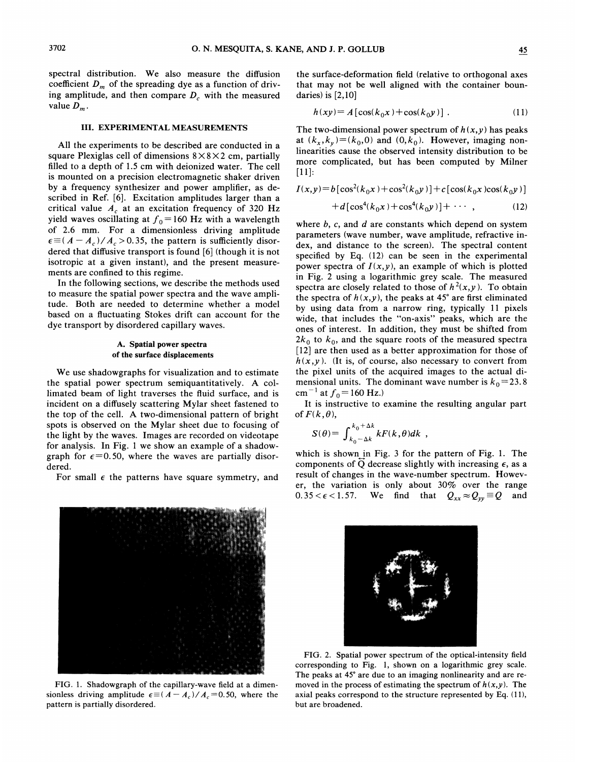spectral distribution. We also measure the diffusion coefficient $D_m$ of the spreading dye as a function of driving amplitude, and then compare $D_c$ with the measured value $D_m$.

## III. EXPERIMENTAL MEASUREMENTS

All the experiments to be described are conducted in a square Plexiglas cell of dimensions $8\times8\times2$ cm, partially filled to a depth of 1.5 cm with deionized water. The cell is mounted on a precision electromagnetic shaker driven by a frequency synthesizer and power amplifier, as described in Ref. [6]. Excitation amplitudes larger than a critical value $A_c$ at an excitation frequency of 320 Hz yield waves oscillating at $f_0=160$ Hz with a wavelength of 2.6 mm. For a dimensionless driving amplitude $\epsilon\equiv(A-A_c)/A_c>0.35$, the pattern is sufficiently disordered that diffusive transport is found [6] (though it is not isotropic at a given instant), and the present measurements are confined to this regime.

In the following sections, we describe the methods used to measure the spatial power spectra and the wave amplitude. Both are needed to determine whether a model based on a fluctuating Stokes drift can account for the dye transport by disordered capillary waves.

### A. Spatial power spectra of the surface displacements

We use shadowgraphs for visualization and to estimate the spatial power spectrum semiquantitatively. A collimated beam of light traverses the fluid surface, and is incident on a diffusely scattering Mylar sheet fastened to the top of the cell. A two-dimensional pattern of bright spots is observed on the Mylar sheet due to focusing of the light by the waves. Images are recorded on videotape for analysis. In Fig. 1 we show an example of a shadowgraph for $\epsilon=0.50$, where the waves are partially disordered.

For small $\epsilon$ the patterns have square symmetry, and the surface-deformation field (relative to orthogonal axes that may not be well aligned with the container boundaries) is [2,10]

$$h(xy)=A[\cos(k_0x)+\cos(k_0y)]\ . \tag{11}$$

The two-dimensional power spectrum of $h(x,y)$ has peaks at $(k_x,k_y)=(k_0,0)$ and $(0,k_0)$. However, imaging nonlinearities cause the observed intensity distribution to be more complicated, but has been computed by Milner [11]:

$$I(x,y)=b[\cos^2(k_0x)+\cos^2(k_0y)]+c[\cos(k_0x)\cos(k_0y)] + d[\cos^4(k_0x)+\cos^4(k_0y)]+\cdots\ , \tag{12}$$

where $b$, $c$, and $d$ are constants which depend on system parameters (wave number, wave amplitude, refractive index, and distance to the screen). The spectral content specified by Eq. (12) can be seen in the experimental power spectra of $I(x,y)$, an example of which is plotted in Fig. 2 using a logarithmic grey scale. The measured spectra are closely related to those of $h^2(x,y)$. To obtain the spectra of $h(x,y)$, the peaks at 45° are first eliminated by using data from a narrow ring, typically 11 pixels wide, that includes the "on-axis" peaks, which are the ones of interest. In addition, they must be shifted from $2k_0$ to $k_0$, and the square roots of the measured spectra [12] are then used as a better approximation for those of $h(x,y)$. (It is, of course, also necessary to convert from the pixel units of the acquired images to the actual dimensional units. The dominant wave number is $k_0=23.8$ cm$^{-1}$ at $f_0=160$ Hz.)

It is instructive to examine the resulting angular part of $F(k,\theta)$,

$$S(\theta)=\int_{k_0-\Delta k}^{k_0+\Delta k} kF(k,\theta)dk\ ,$$

which is shown in Fig. 3 for the pattern of Fig. 1. The components of $\overleftrightarrow{Q}$ decrease slightly with increasing $\epsilon$, as a result of changes in the wave-number spectrum. However, the variation is only about 30% over the range $0.35<\epsilon<1.57$. We find that $Q_{xx}\approx Q_{yy}\equiv Q$ and

FIG. 1. Shadowgraph of the capillary-wave field at a dimensionless driving amplitude $\epsilon\equiv(A-A_c)/A_c=0.50$, where the pattern is partially disordered.

FIG. 2. Spatial power spectrum of the optical-intensity field corresponding to Fig. 1, shown on a logarithmic grey scale. The peaks at 45° are due to an imaging nonlinearity and are removed in the process of estimating the spectrum of $h(x,y)$. The axial peaks correspond to the structure represented by Eq. (11), but are broadened.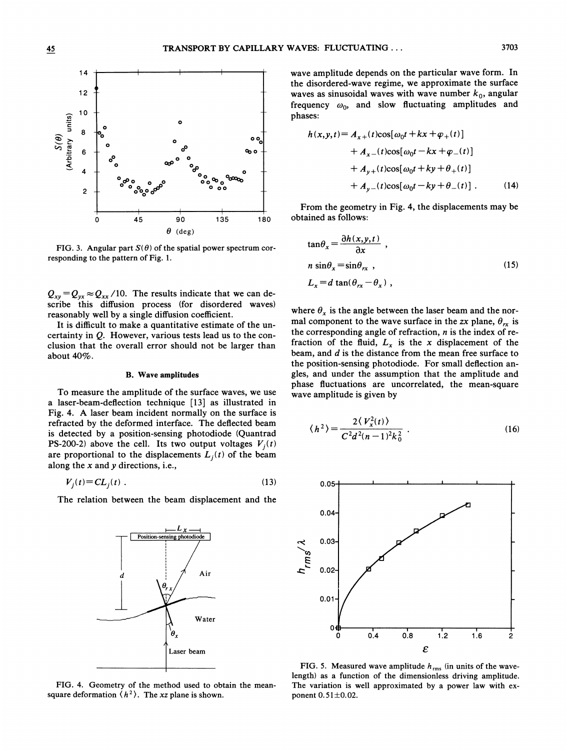FIG. 3. Angular part $S(\theta)$ of the spatial power spectrum corresponding to the pattern of Fig. 1.

$Q_{xy} = Q_{yx} \approx Q_{xx}/10$. The results indicate that we can describe this diffusion process (for disordered waves) reasonably well by a single diffusion coefficient.

It is difficult to make a quantitative estimate of the uncertainty in $Q$. However, various tests lead us to the conclusion that the overall error should not be larger than about 40%.

### B. Wave amplitudes

To measure the amplitude of the surface waves, we use a laser-beam-deflection technique [13] as illustrated in Fig. 4. A laser beam incident normally on the surface is refracted by the deformed interface. The deflected beam is detected by a position-sensing photodiode (Quantrad PS-200-2) above the cell. Its two output voltages $V_j(t)$ are proportional to the displacements $L_j(t)$ of the beam along the $x$ and $y$ directions, i.e.,

$$V_j(t) = C L_j(t) \ . \tag{13}$$

The relation between the beam displacement and the wave amplitude depends on the particular wave form. In the disordered-wave regime, we approximate the surface waves as sinusoidal waves with wave number $k_0$, angular frequency $\omega_0$, and slow fluctuating amplitudes and phases:

$$\begin{aligned} h(x,y,t) = & A_{x+}(t)\cos[\omega_0 t + kx + \varphi_+(t)] \\ & + A_{x-}(t)\cos[\omega_0 t - kx + \varphi_-(t)] \\ & + A_{y+}(t)\cos[\omega_0 t + ky + \theta_+(t)] \\ & + A_{y-}(t)\cos[\omega_0 t - ky + \theta_-(t)] \ . \end{aligned} \tag{14}$$

From the geometry in Fig. 4, the displacements may be obtained as follows:

$$\begin{aligned} \tan\theta_x &= \frac{\partial h(x,y,t)}{\partial x} \ , \\ n \sin\theta_x &= \sin\theta_{rx} \ , \\ L_x &= d \tan(\theta_{rx} - \theta_x) \ , \end{aligned} \tag{15}$$

where $\theta_x$ is the angle between the laser beam and the normal component to the wave surface in the $zx$ plane, $\theta_{rx}$ is the corresponding angle of refraction, $n$ is the index of refraction of the fluid, $L_x$ is the $x$ displacement of the beam, and $d$ is the distance from the mean free surface to the position-sensing photodiode. For small deflection angles, and under the assumption that the amplitude and phase fluctuations are uncorrelated, the mean-square wave amplitude is given by

$$\langle h^2 \rangle = \frac{2\langle V_x^2(t) \rangle}{C^2 d^2 (n-1)^2 k_0^2} \ . \tag{16}$$

FIG. 4. Geometry of the method used to obtain the mean-square deformation $\langle h^2 \rangle$. The $xz$ plane is shown.

FIG. 5. Measured wave amplitude $h_{rms}$ (in units of the wavelength) as a function of the dimensionless driving amplitude. The variation is well approximated by a power law with exponent $0.51 \pm 0.02$.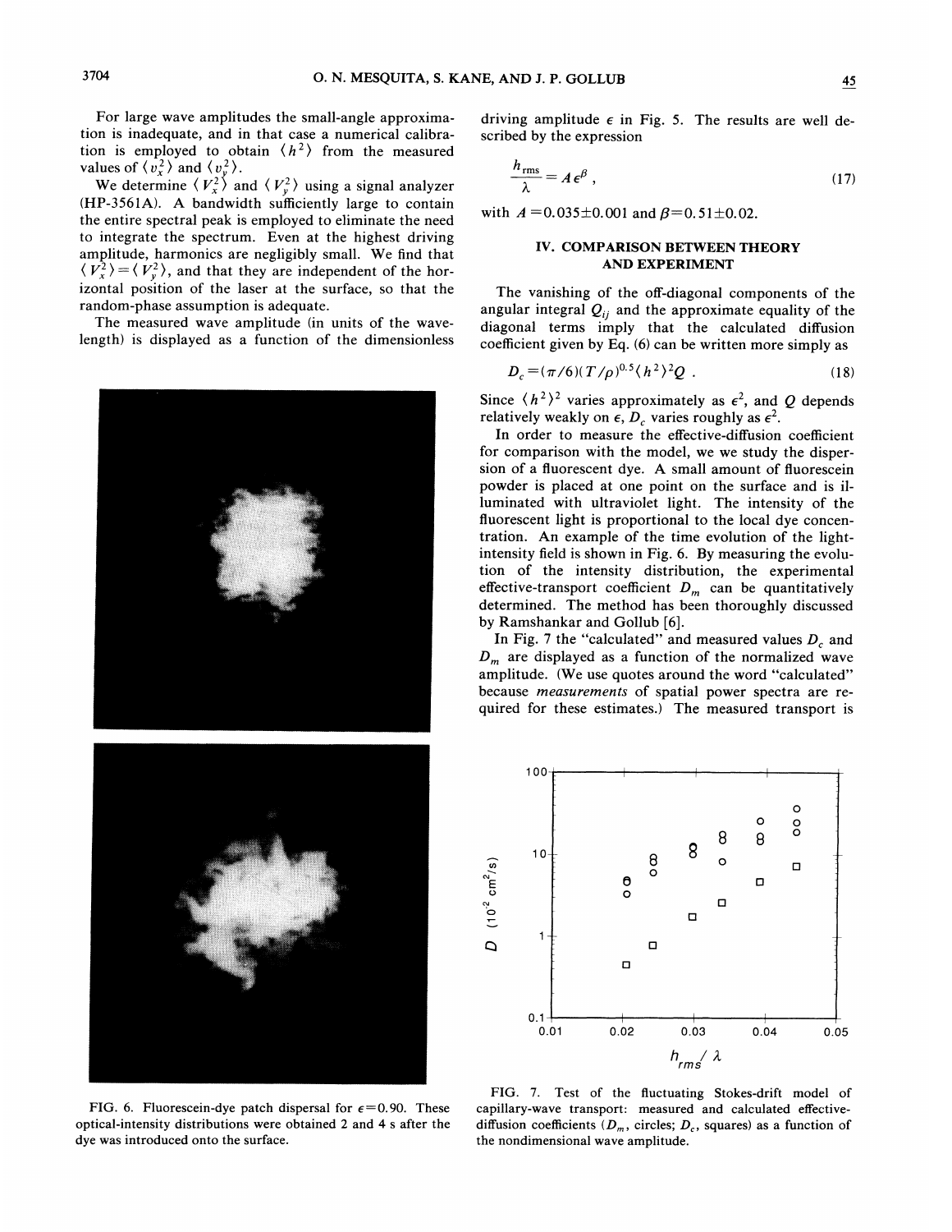For large wave amplitudes the small-angle approximation is inadequate, and in that case a numerical calibration is employed to obtain $\langle h^2 \rangle$ from the measured values of $\langle v_x^2 \rangle$ and $\langle v_y^2 \rangle$.

We determine $\langle V_x^2 \rangle$ and $\langle V_y^2 \rangle$ using a signal analyzer (HP-3561A). A bandwidth sufficiently large to contain the entire spectral peak is employed to eliminate the need to integrate the spectrum. Even at the highest driving amplitude, harmonics are negligibly small. We find that $\langle V_x^2 \rangle = \langle V_y^2 \rangle$, and that they are independent of the horizontal position of the laser at the surface, so that the random-phase assumption is adequate.

The measured wave amplitude (in units of the wavelength) is displayed as a function of the dimensionless driving amplitude $\epsilon$ in Fig. 5. The results are well described by the expression

$$\frac{h_{\rm rms}}{\lambda} = A\epsilon^{\beta} , \tag{17}$$

with $A = 0.035 \pm 0.001$ and $\beta = 0.51 \pm 0.02$.

FIG. 6. Fluorescein-dye patch dispersal for $\epsilon = 0.90$. These optical-intensity distributions were obtained 2 and 4 s after the dye was introduced onto the surface.

## IV. COMPARISON BETWEEN THEORY AND EXPERIMENT

The vanishing of the off-diagonal components of the angular integral $Q_{ij}$ and the approximate equality of the diagonal terms imply that the calculated diffusion coefficient given by Eq. (6) can be written more simply as

$$D_c = (\pi/6)(T/\rho)^{0.5} \langle h^2 \rangle^2 Q . \tag{18}$$

Since $\langle h^2 \rangle^2$ varies approximately as $\epsilon^2$, and $Q$ depends relatively weakly on $\epsilon$, $D_c$ varies roughly as $\epsilon^2$.

In order to measure the effective-diffusion coefficient for comparison with the model, we we study the dispersion of a fluorescent dye. A small amount of fluorescein powder is placed at one point on the surface and is illuminated with ultraviolet light. The intensity of the fluorescent light is proportional to the local dye concentration. An example of the time evolution of the light-intensity field is shown in Fig. 6. By measuring the evolution of the intensity distribution, the experimental effective-transport coefficient $D_m$ can be quantitatively determined. The method has been thoroughly discussed by Ramshankar and Gollub [6].

In Fig. 7 the "calculated" and measured values $D_c$ and $D_m$ are displayed as a function of the normalized wave amplitude. (We use quotes around the word "calculated" because *measurements* of spatial power spectra are required for these estimates.) The measured transport is

FIG. 7. Test of the fluctuating Stokes-drift model of capillary-wave transport: measured and calculated effective-diffusion coefficients ($D_m$, circles; $D_c$, squares) as a function of the nondimensional wave amplitude.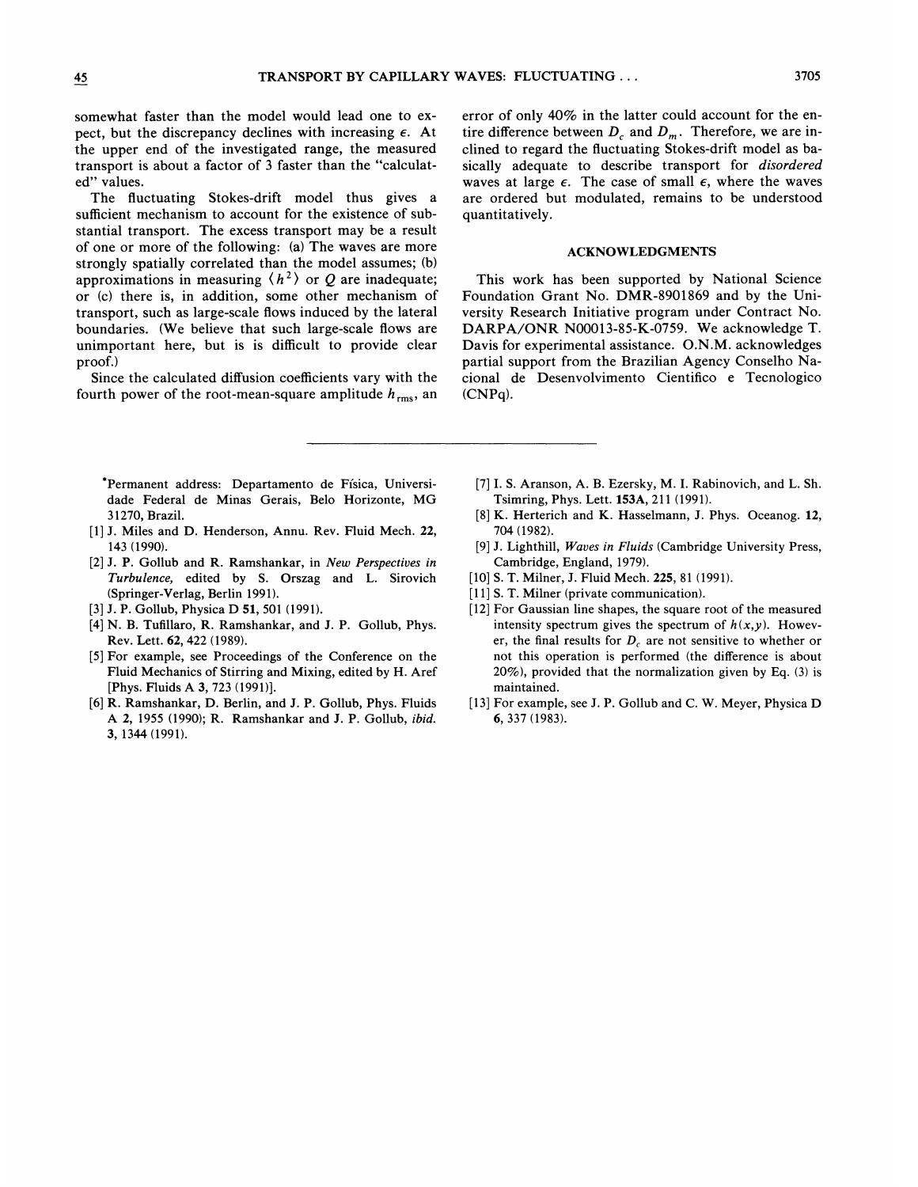somewhat faster than the model would lead one to expect, but the discrepancy declines with increasing $\epsilon$. At the upper end of the investigated range, the measured transport is about a factor of 3 faster than the "calculated" values.

The fluctuating Stokes-drift model thus gives a sufficient mechanism to account for the existence of substantial transport. The excess transport may be a result of one or more of the following: (a) The waves are more strongly spatially correlated than the model assumes; (b) approximations in measuring $\langle h^2 \rangle$ or $Q$ are inadequate; or (c) there is, in addition, some other mechanism of transport, such as large-scale flows induced by the lateral boundaries. (We believe that such large-scale flows are unimportant here, but is is difficult to provide clear proof.)

Since the calculated diffusion coefficients vary with the fourth power of the root-mean-square amplitude $h_{\rm rms}$, an error of only 40% in the latter could account for the entire difference between $D_c$ and $D_m$. Therefore, we are inclined to regard the fluctuating Stokes-drift model as basically adequate to describe transport for *disordered* waves at large $\epsilon$. The case of small $\epsilon$, where the waves are ordered but modulated, remains to be understood quantitatively.

## ACKNOWLEDGMENTS

This work has been supported by National Science Foundation Grant No. DMR-8901869 and by the University Research Initiative program under Contract No. DARPA/ONR N00013-85-K-0759. We acknowledge T. Davis for experimental assistance. O.N.M. acknowledges partial support from the Brazilian Agency Conselho Nacional de Desenvolvimento Cientifico e Tecnologico (CNPq).

---

*Permanent address: Departamento de Física, Universidade Federal de Minas Gerais, Belo Horizonte, MG 31270, Brazil.

[1] J. Miles and D. Henderson, Annu. Rev. Fluid Mech. **22**, 143 (1990).

[2] J. P. Gollub and R. Ramshankar, in *New Perspectives in Turbulence*, edited by S. Orszag and L. Sirovich (Springer-Verlag, Berlin 1991).

[3] J. P. Gollub, Physica D **51**, 501 (1991).

[4] N. B. Tufillaro, R. Ramshankar, and J. P. Gollub, Phys. Rev. Lett. **62**, 422 (1989).

[5] For example, see Proceedings of the Conference on the Fluid Mechanics of Stirring and Mixing, edited by H. Aref [Phys. Fluids A **3**, 723 (1991)].

[6] R. Ramshankar, D. Berlin, and J. P. Gollub, Phys. Fluids A **2**, 1955 (1990); R. Ramshankar and J. P. Gollub, *ibid.* **3**, 1344 (1991).

[7] I. S. Aranson, A. B. Ezersky, M. I. Rabinovich, and L. Sh. Tsimring, Phys. Lett. **153A**, 211 (1991).

[8] K. Herterich and K. Hasselmann, J. Phys. Oceanog. **12**, 704 (1982).

[9] J. Lighthill, *Waves in Fluids* (Cambridge University Press, Cambridge, England, 1979).

[10] S. T. Milner, J. Fluid Mech. **225**, 81 (1991).

[11] S. T. Milner (private communication).

[12] For Gaussian line shapes, the square root of the measured intensity spectrum gives the spectrum of $h(x,y)$. However, the final results for $D_c$ are not sensitive to whether or not this operation is performed (the difference is about 20%), provided that the normalization given by Eq. (3) is maintained.

[13] For example, see J. P. Gollub and C. W. Meyer, Physica D **6**, 337 (1983).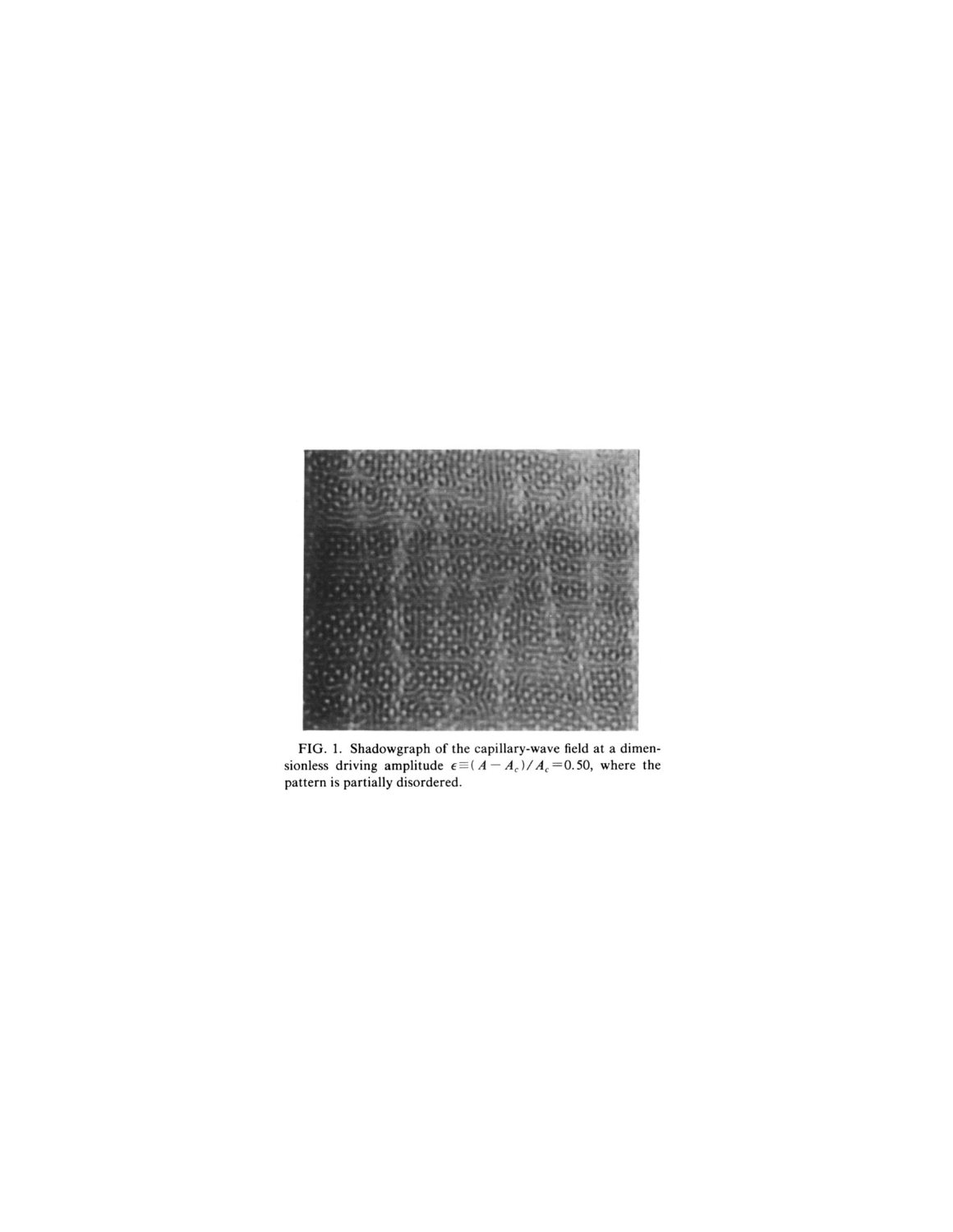FIG. 1. Shadowgraph of the capillary-wave field at a dimensionless driving amplitude $\epsilon \equiv (A - A_c)/A_c = 0.50$, where the pattern is partially disordered.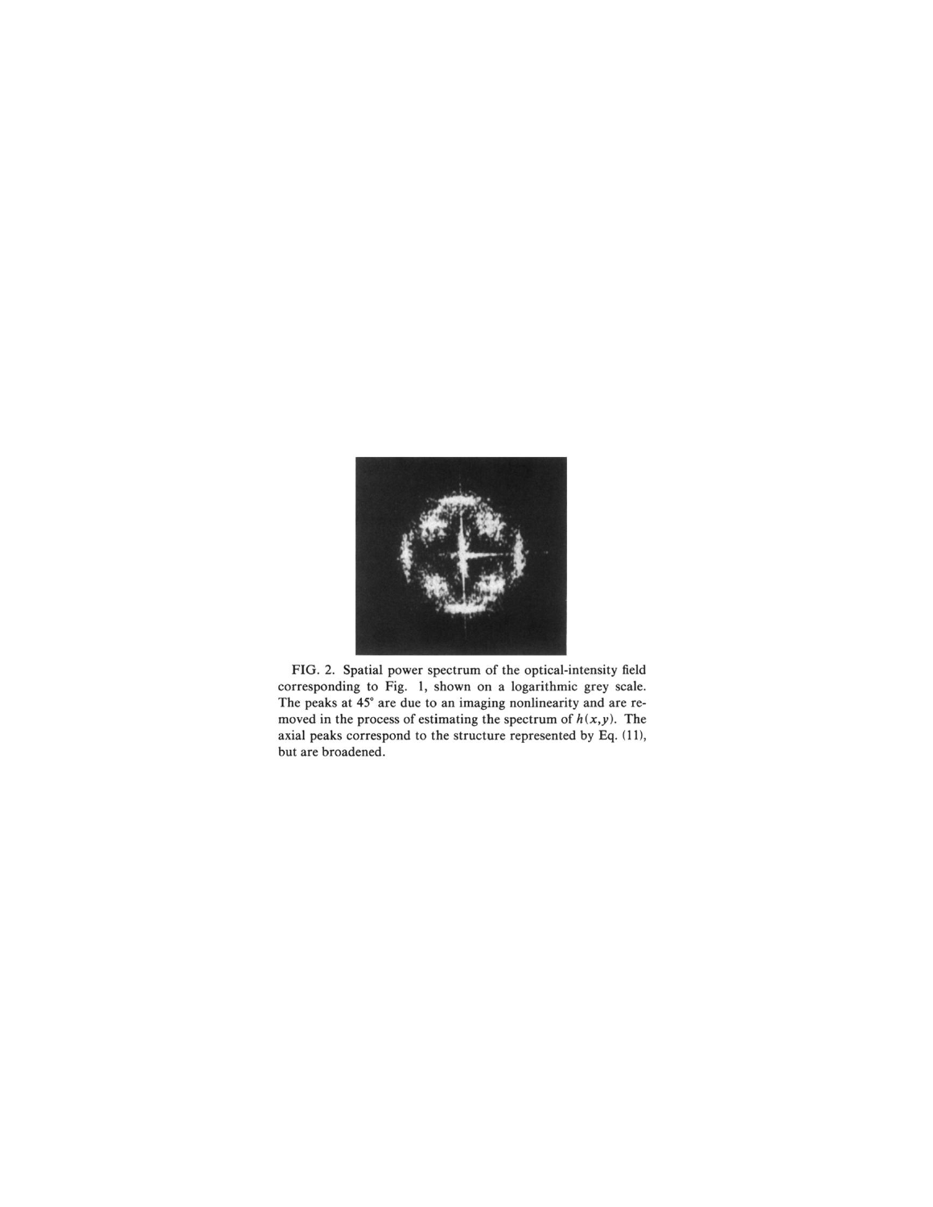FIG. 2. Spatial power spectrum of the optical-intensity field corresponding to Fig. 1, shown on a logarithmic grey scale. The peaks at 45° are due to an imaging nonlinearity and are removed in the process of estimating the spectrum of $h(x,y)$. The axial peaks correspond to the structure represented by Eq. (11), but are broadened.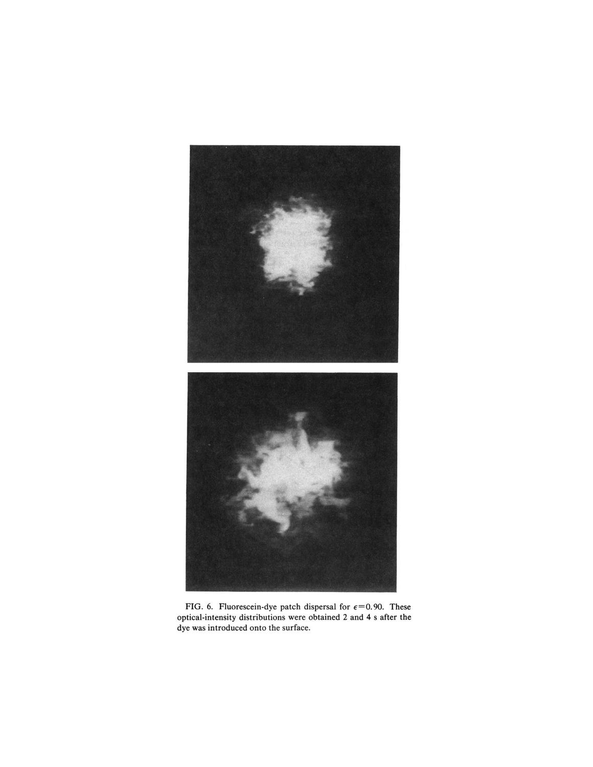FIG. 6. Fluorescein-dye patch dispersal for $\epsilon=0.90$. These optical-intensity distributions were obtained 2 and 4 s after the dye was introduced onto the surface.